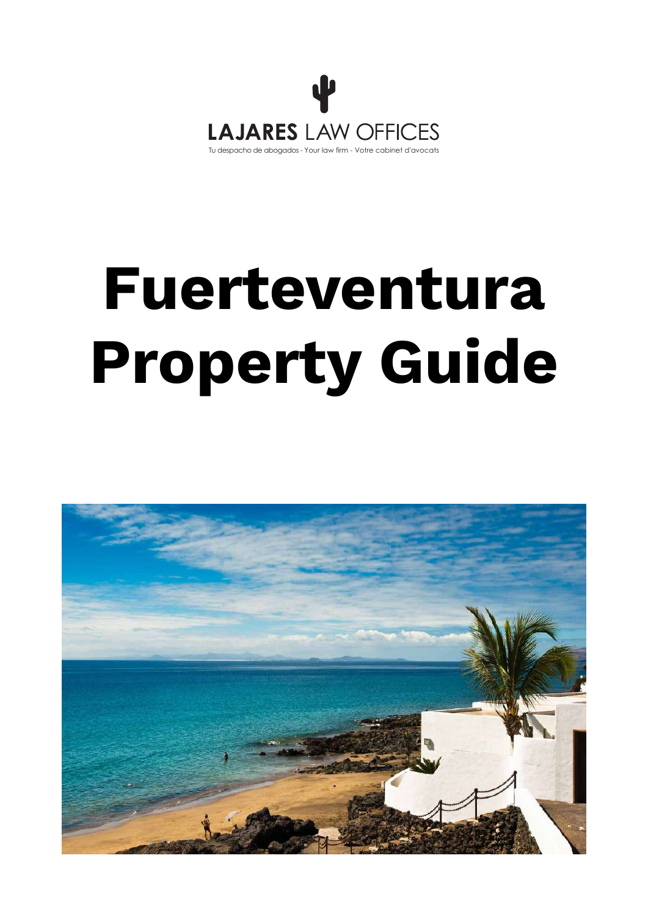**LAJARES** LAW OFFICES

Tu despacho de abogados - Your law firm - Votre cabinet d'avocats

# Fuerteventura Property Guide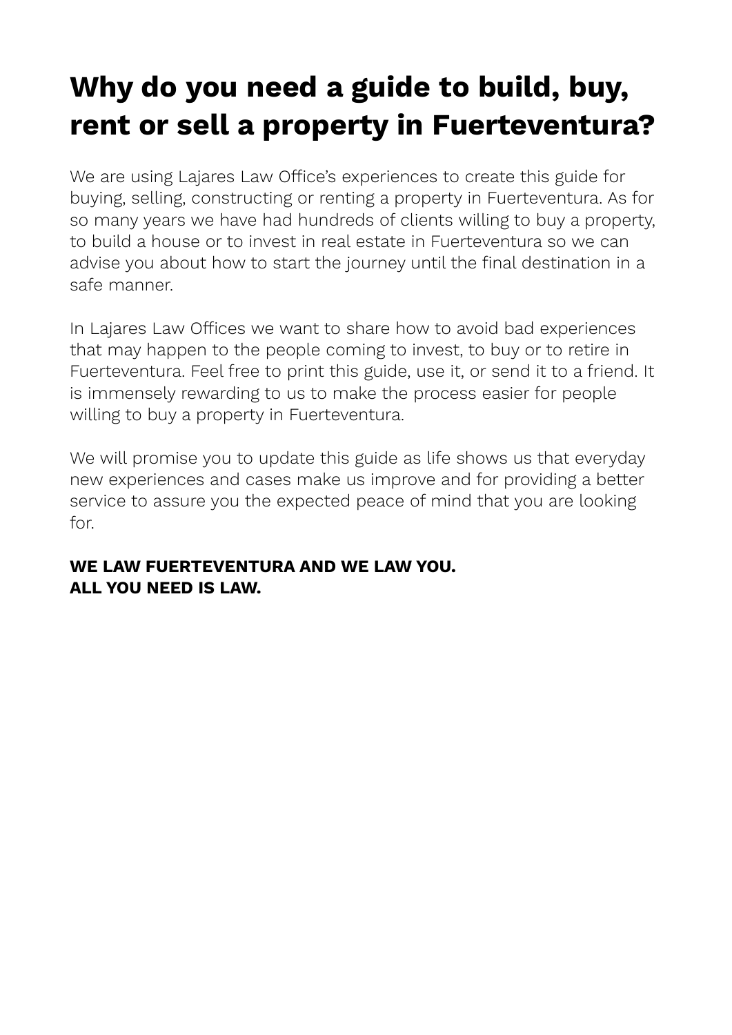# Why do you need a guide to build, buy, rent or sell a property in Fuerteventura?

We are using Lajares Law Office's experiences to create this guide for buying, selling, constructing or renting a property in Fuerteventura. As for so many years we have had hundreds of clients willing to buy a property, to build a house or to invest in real estate in Fuerteventura so we can advise you about how to start the journey until the final destination in a safe manner.

In Lajares Law Offices we want to share how to avoid bad experiences that may happen to the people coming to invest, to buy or to retire in Fuerteventura. Feel free to print this guide, use it, or send it to a friend. It is immensely rewarding to us to make the process easier for people willing to buy a property in Fuerteventura.

We will promise you to update this guide as life shows us that everyday new experiences and cases make us improve and for providing a better service to assure you the expected peace of mind that you are looking for.

**WE LAW FUERTEVENTURA AND WE LAW YOU.**
**ALL YOU NEED IS LAW.**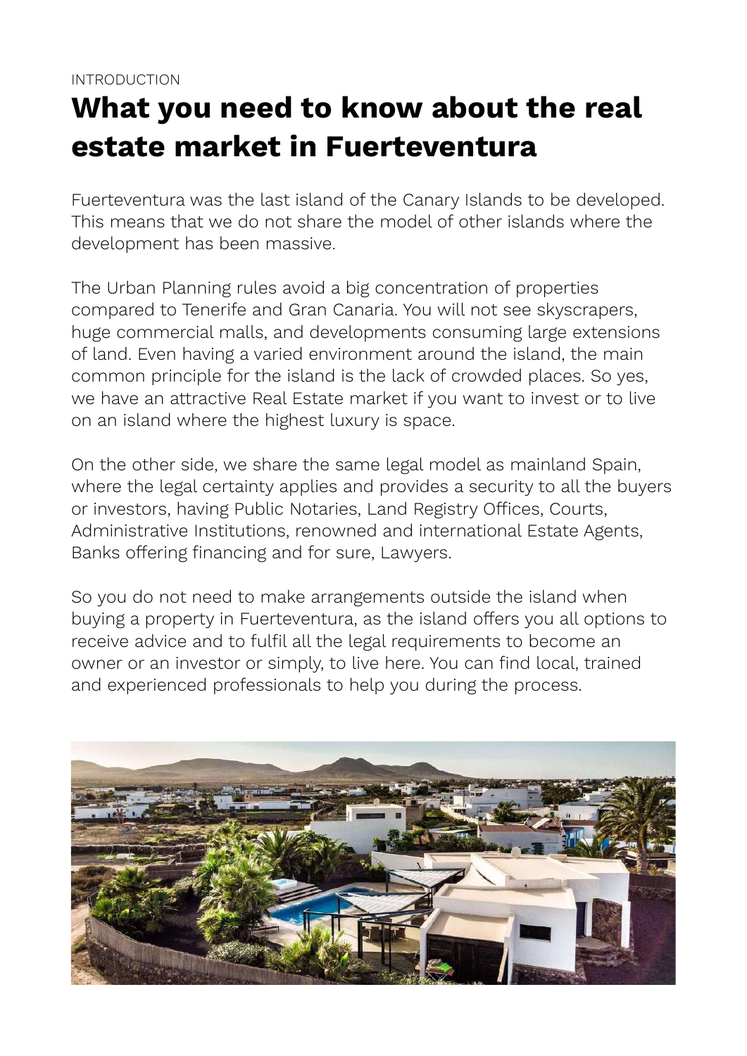INTRODUCTION

# What you need to know about the real estate market in Fuerteventura

Fuerteventura was the last island of the Canary Islands to be developed. This means that we do not share the model of other islands where the development has been massive.

The Urban Planning rules avoid a big concentration of properties compared to Tenerife and Gran Canaria. You will not see skyscrapers, huge commercial malls, and developments consuming large extensions of land. Even having a varied environment around the island, the main common principle for the island is the lack of crowded places. So yes, we have an attractive Real Estate market if you want to invest or to live on an island where the highest luxury is space.

On the other side, we share the same legal model as mainland Spain, where the legal certainty applies and provides a security to all the buyers or investors, having Public Notaries, Land Registry Offices, Courts, Administrative Institutions, renowned and international Estate Agents, Banks offering financing and for sure, Lawyers.

So you do not need to make arrangements outside the island when buying a property in Fuerteventura, as the island offers you all options to receive advice and to fulfil all the legal requirements to become an owner or an investor or simply, to live here. You can find local, trained and experienced professionals to help you during the process.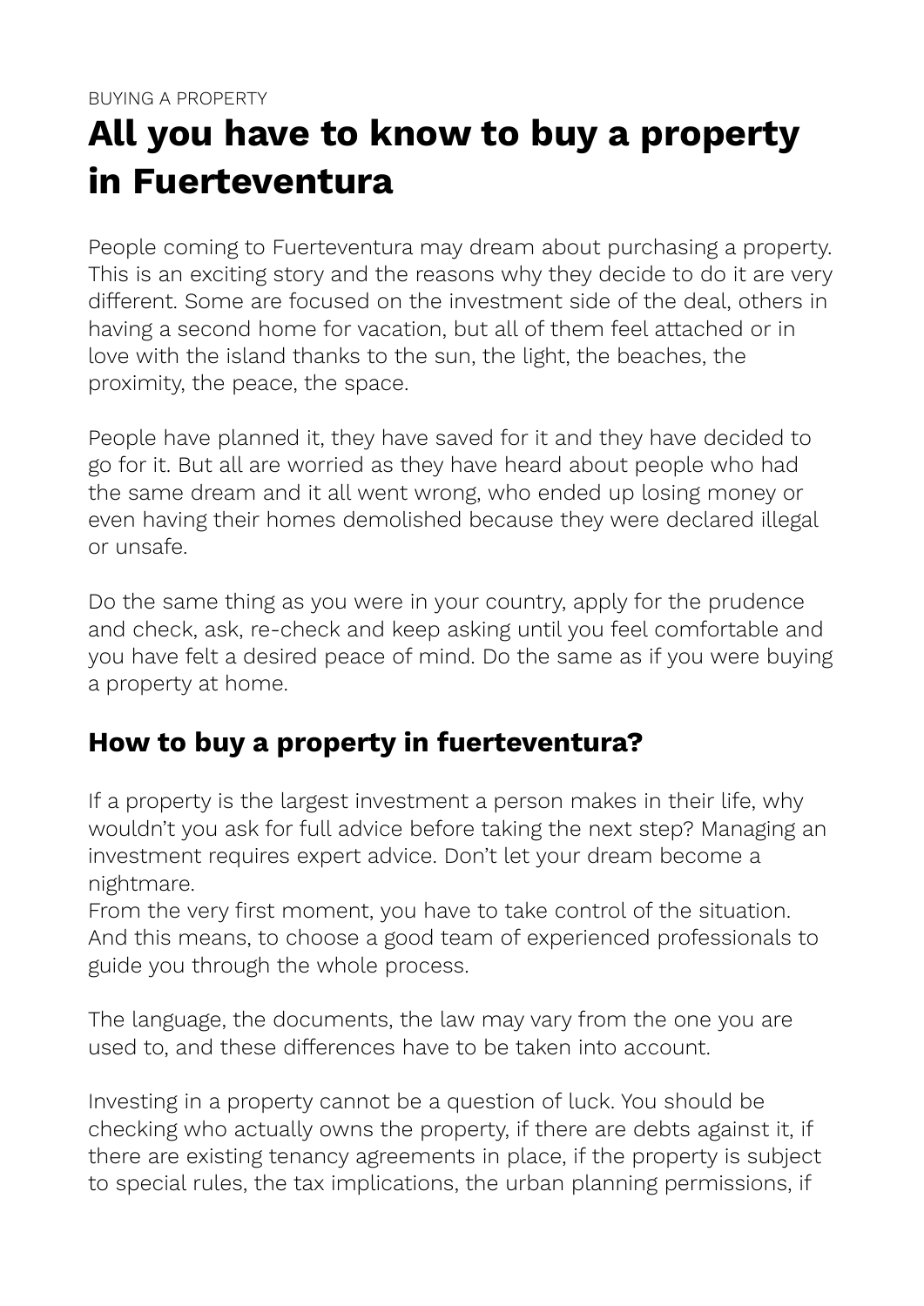BUYING A PROPERTY

# All you have to know to buy a property in Fuerteventura

People coming to Fuerteventura may dream about purchasing a property. This is an exciting story and the reasons why they decide to do it are very different. Some are focused on the investment side of the deal, others in having a second home for vacation, but all of them feel attached or in love with the island thanks to the sun, the light, the beaches, the proximity, the peace, the space.

People have planned it, they have saved for it and they have decided to go for it. But all are worried as they have heard about people who had the same dream and it all went wrong, who ended up losing money or even having their homes demolished because they were declared illegal or unsafe.

Do the same thing as you were in your country, apply for the prudence and check, ask, re-check and keep asking until you feel comfortable and you have felt a desired peace of mind. Do the same as if you were buying a property at home.

## How to buy a property in fuerteventura?

If a property is the largest investment a person makes in their life, why wouldn't you ask for full advice before taking the next step? Managing an investment requires expert advice. Don't let your dream become a nightmare.
From the very first moment, you have to take control of the situation. And this means, to choose a good team of experienced professionals to guide you through the whole process.

The language, the documents, the law may vary from the one you are used to, and these differences have to be taken into account.

Investing in a property cannot be a question of luck. You should be checking who actually owns the property, if there are debts against it, if there are existing tenancy agreements in place, if the property is subject to special rules, the tax implications, the urban planning permissions, if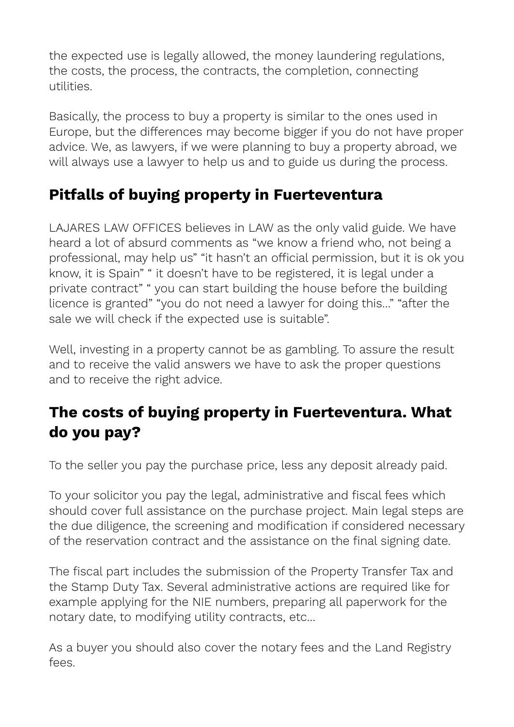the expected use is legally allowed, the money laundering regulations, the costs, the process, the contracts, the completion, connecting utilities.

Basically, the process to buy a property is similar to the ones used in Europe, but the differences may become bigger if you do not have proper advice. We, as lawyers, if we were planning to buy a property abroad, we will always use a lawyer to help us and to guide us during the process.

## Pitfalls of buying property in Fuerteventura

LAJARES LAW OFFICES believes in LAW as the only valid guide. We have heard a lot of absurd comments as "we know a friend who, not being a professional, may help us" "it hasn't an official permission, but it is ok you know, it is Spain" " it doesn't have to be registered, it is legal under a private contract" " you can start building the house before the building licence is granted" "you do not need a lawyer for doing this…" "after the sale we will check if the expected use is suitable".

Well, investing in a property cannot be as gambling. To assure the result and to receive the valid answers we have to ask the proper questions and to receive the right advice.

## The costs of buying property in Fuerteventura. What do you pay?

To the seller you pay the purchase price, less any deposit already paid.

To your solicitor you pay the legal, administrative and fiscal fees which should cover full assistance on the purchase project. Main legal steps are the due diligence, the screening and modification if considered necessary of the reservation contract and the assistance on the final signing date.

The fiscal part includes the submission of the Property Transfer Tax and the Stamp Duty Tax. Several administrative actions are required like for example applying for the NIE numbers, preparing all paperwork for the notary date, to modifying utility contracts, etc…

As a buyer you should also cover the notary fees and the Land Registry fees.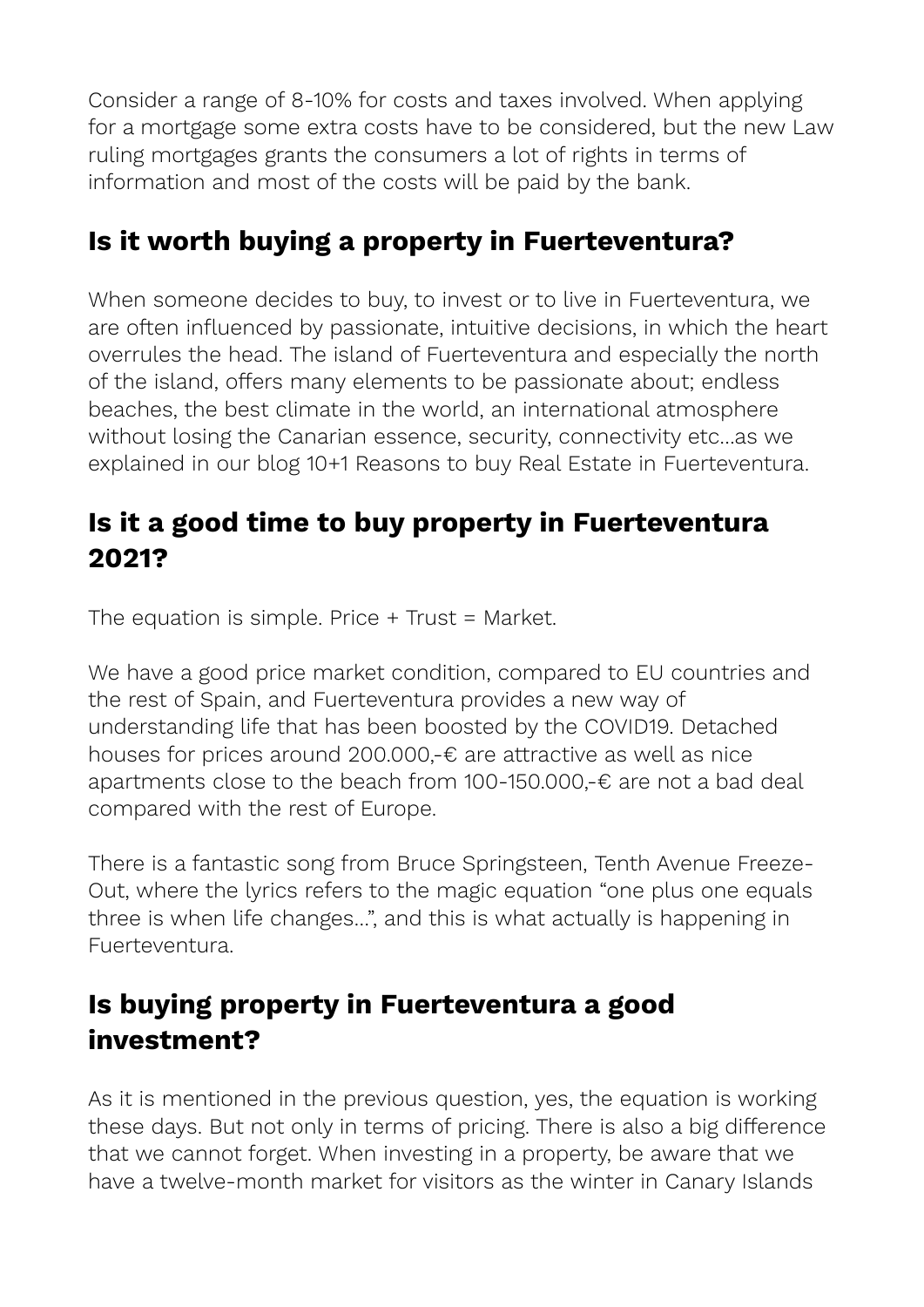Consider a range of 8-10% for costs and taxes involved. When applying for a mortgage some extra costs have to be considered, but the new Law ruling mortgages grants the consumers a lot of rights in terms of information and most of the costs will be paid by the bank.

## Is it worth buying a property in Fuerteventura?

When someone decides to buy, to invest or to live in Fuerteventura, we are often influenced by passionate, intuitive decisions, in which the heart overrules the head. The island of Fuerteventura and especially the north of the island, offers many elements to be passionate about; endless beaches, the best climate in the world, an international atmosphere without losing the Canarian essence, security, connectivity etc…as we explained in our blog 10+1 Reasons to buy Real Estate in Fuerteventura.

## Is it a good time to buy property in Fuerteventura 2021?

The equation is simple. Price + Trust = Market.

We have a good price market condition, compared to EU countries and the rest of Spain, and Fuerteventura provides a new way of understanding life that has been boosted by the COVID19. Detached houses for prices around 200.000,-€ are attractive as well as nice apartments close to the beach from 100-150.000,-€ are not a bad deal compared with the rest of Europe.

There is a fantastic song from Bruce Springsteen, Tenth Avenue Freeze-Out, where the lyrics refers to the magic equation "one plus one equals three is when life changes…", and this is what actually is happening in Fuerteventura.

## Is buying property in Fuerteventura a good investment?

As it is mentioned in the previous question, yes, the equation is working these days. But not only in terms of pricing. There is also a big difference that we cannot forget. When investing in a property, be aware that we have a twelve-month market for visitors as the winter in Canary Islands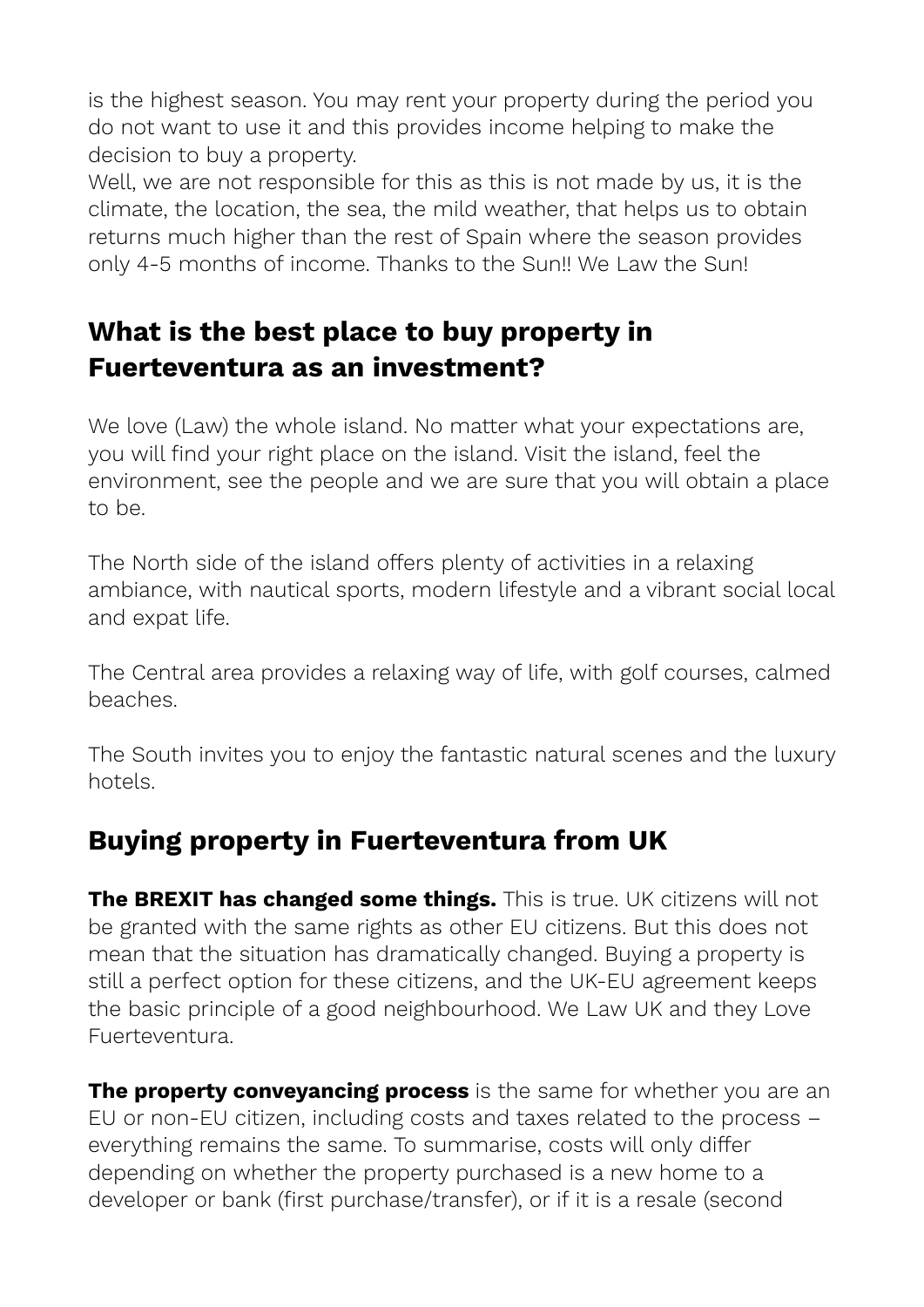is the highest season. You may rent your property during the period you do not want to use it and this provides income helping to make the decision to buy a property.
Well, we are not responsible for this as this is not made by us, it is the climate, the location, the sea, the mild weather, that helps us to obtain returns much higher than the rest of Spain where the season provides only 4-5 months of income. Thanks to the Sun!! We Law the Sun!

## What is the best place to buy property in Fuerteventura as an investment?

We love (Law) the whole island. No matter what your expectations are, you will find your right place on the island. Visit the island, feel the environment, see the people and we are sure that you will obtain a place to be.

The North side of the island offers plenty of activities in a relaxing ambiance, with nautical sports, modern lifestyle and a vibrant social local and expat life.

The Central area provides a relaxing way of life, with golf courses, calmed beaches.

The South invites you to enjoy the fantastic natural scenes and the luxury hotels.

## Buying property in Fuerteventura from UK

**The BREXIT has changed some things.** This is true. UK citizens will not be granted with the same rights as other EU citizens. But this does not mean that the situation has dramatically changed. Buying a property is still a perfect option for these citizens, and the UK-EU agreement keeps the basic principle of a good neighbourhood. We Law UK and they Love Fuerteventura.

**The property conveyancing process** is the same for whether you are an EU or non-EU citizen, including costs and taxes related to the process – everything remains the same. To summarise, costs will only differ depending on whether the property purchased is a new home to a developer or bank (first purchase/transfer), or if it is a resale (second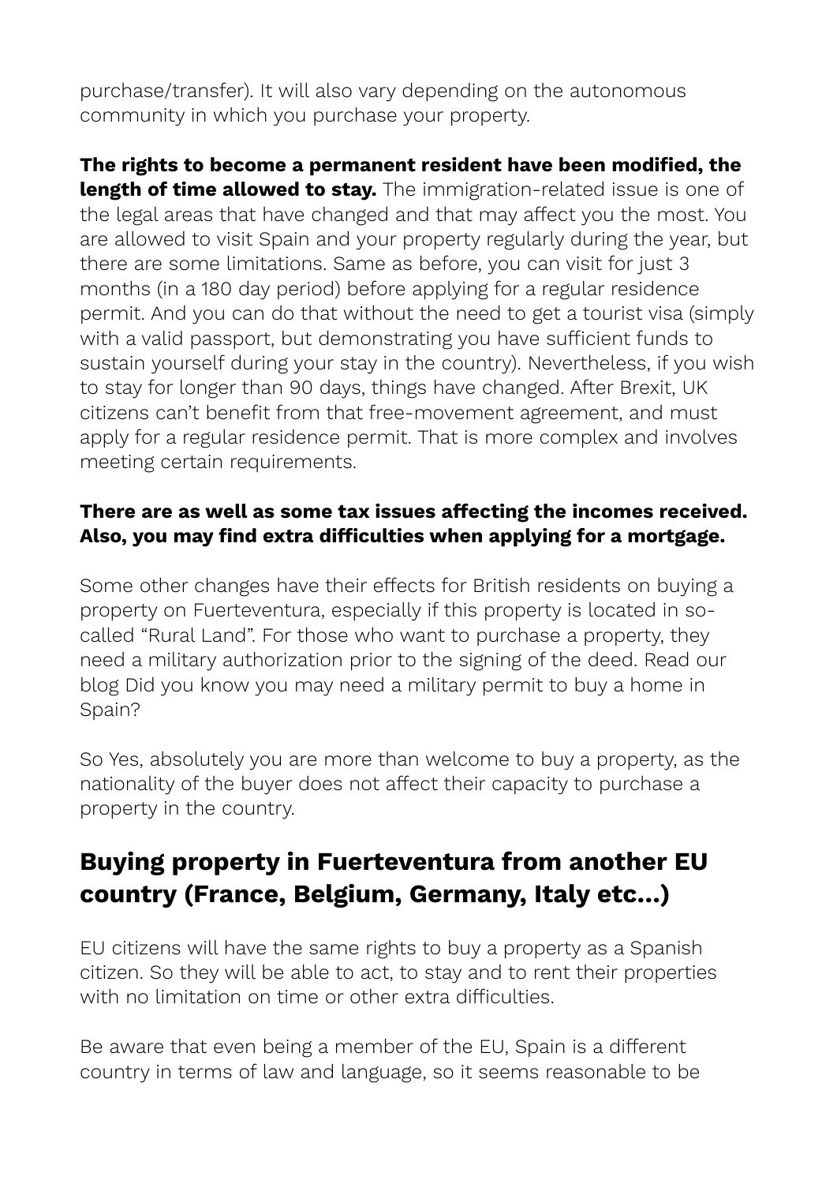purchase/transfer). It will also vary depending on the autonomous community in which you purchase your property.

**The rights to become a permanent resident have been modified, the length of time allowed to stay.** The immigration-related issue is one of the legal areas that have changed and that may affect you the most. You are allowed to visit Spain and your property regularly during the year, but there are some limitations. Same as before, you can visit for just 3 months (in a 180 day period) before applying for a regular residence permit. And you can do that without the need to get a tourist visa (simply with a valid passport, but demonstrating you have sufficient funds to sustain yourself during your stay in the country). Nevertheless, if you wish to stay for longer than 90 days, things have changed. After Brexit, UK citizens can't benefit from that free-movement agreement, and must apply for a regular residence permit. That is more complex and involves meeting certain requirements.

**There are as well as some tax issues affecting the incomes received. Also, you may find extra difficulties when applying for a mortgage.**

Some other changes have their effects for British residents on buying a property on Fuerteventura, especially if this property is located in so-called "Rural Land". For those who want to purchase a property, they need a military authorization prior to the signing of the deed. Read our blog Did you know you may need a military permit to buy a home in Spain?

So Yes, absolutely you are more than welcome to buy a property, as the nationality of the buyer does not affect their capacity to purchase a property in the country.

## Buying property in Fuerteventura from another EU country (France, Belgium, Germany, Italy etc...)

EU citizens will have the same rights to buy a property as a Spanish citizen. So they will be able to act, to stay and to rent their properties with no limitation on time or other extra difficulties.

Be aware that even being a member of the EU, Spain is a different country in terms of law and language, so it seems reasonable to be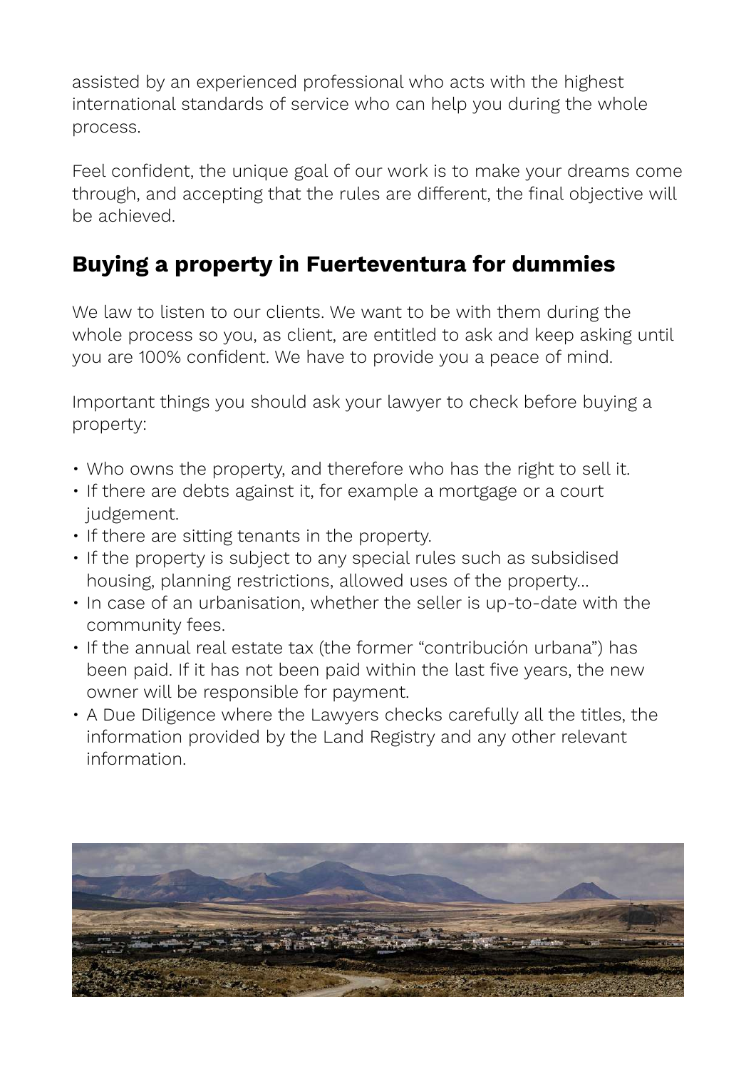assisted by an experienced professional who acts with the highest international standards of service who can help you during the whole process.

Feel confident, the unique goal of our work is to make your dreams come through, and accepting that the rules are different, the final objective will be achieved.

## Buying a property in Fuerteventura for dummies

We law to listen to our clients. We want to be with them during the whole process so you, as client, are entitled to ask and keep asking until you are 100% confident. We have to provide you a peace of mind.

Important things you should ask your lawyer to check before buying a property:

- Who owns the property, and therefore who has the right to sell it.
- If there are debts against it, for example a mortgage or a court judgement.
- If there are sitting tenants in the property.
- If the property is subject to any special rules such as subsidised housing, planning restrictions, allowed uses of the property...
- In case of an urbanisation, whether the seller is up-to-date with the community fees.
- If the annual real estate tax (the former "contribución urbana") has been paid. If it has not been paid within the last five years, the new owner will be responsible for payment.
- A Due Diligence where the Lawyers checks carefully all the titles, the information provided by the Land Registry and any other relevant information.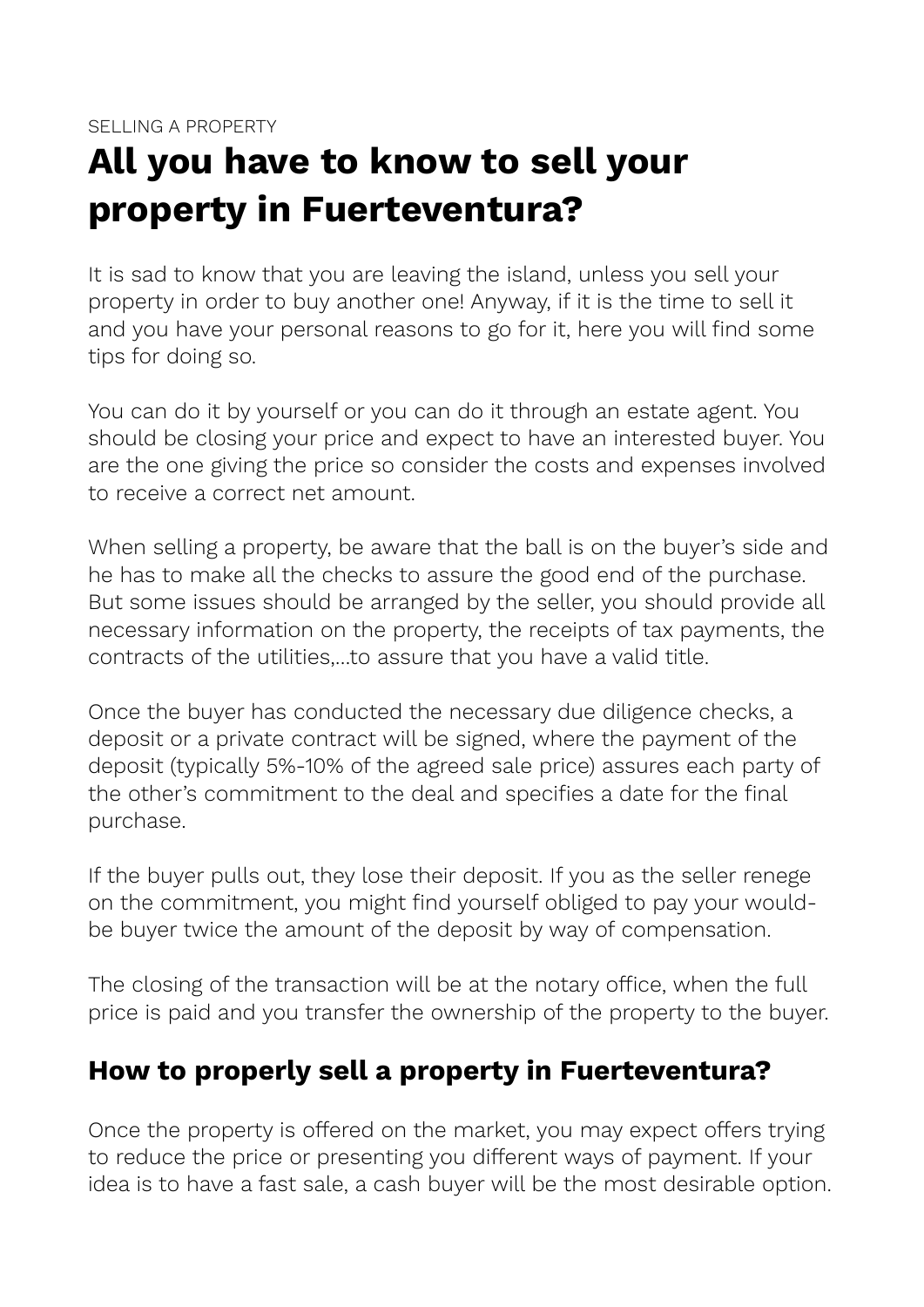SELLING A PROPERTY

# All you have to know to sell your property in Fuerteventura?

It is sad to know that you are leaving the island, unless you sell your property in order to buy another one! Anyway, if it is the time to sell it and you have your personal reasons to go for it, here you will find some tips for doing so.

You can do it by yourself or you can do it through an estate agent. You should be closing your price and expect to have an interested buyer. You are the one giving the price so consider the costs and expenses involved to receive a correct net amount.

When selling a property, be aware that the ball is on the buyer's side and he has to make all the checks to assure the good end of the purchase. But some issues should be arranged by the seller, you should provide all necessary information on the property, the receipts of tax payments, the contracts of the utilities,...to assure that you have a valid title.

Once the buyer has conducted the necessary due diligence checks, a deposit or a private contract will be signed, where the payment of the deposit (typically 5%-10% of the agreed sale price) assures each party of the other's commitment to the deal and specifies a date for the final purchase.

If the buyer pulls out, they lose their deposit. If you as the seller renege on the commitment, you might find yourself obliged to pay your would-be buyer twice the amount of the deposit by way of compensation.

The closing of the transaction will be at the notary office, when the full price is paid and you transfer the ownership of the property to the buyer.

## How to properly sell a property in Fuerteventura?

Once the property is offered on the market, you may expect offers trying to reduce the price or presenting you different ways of payment. If your idea is to have a fast sale, a cash buyer will be the most desirable option.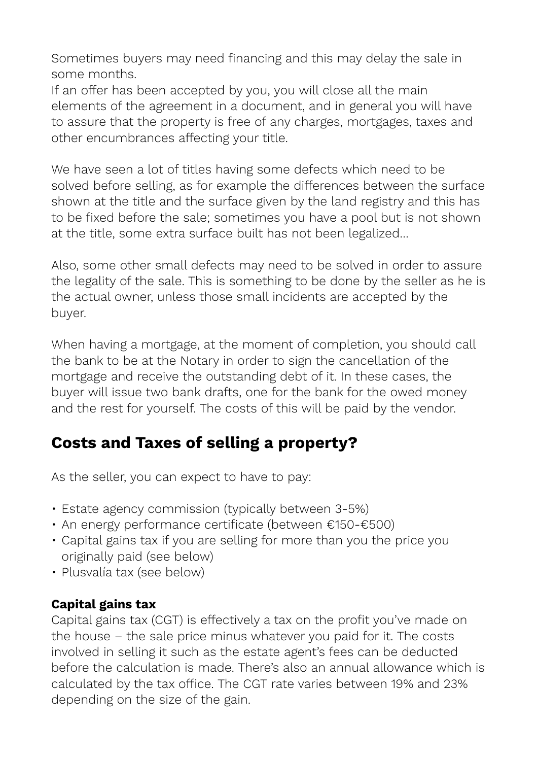Sometimes buyers may need financing and this may delay the sale in some months.
If an offer has been accepted by you, you will close all the main elements of the agreement in a document, and in general you will have to assure that the property is free of any charges, mortgages, taxes and other encumbrances affecting your title.

We have seen a lot of titles having some defects which need to be solved before selling, as for example the differences between the surface shown at the title and the surface given by the land registry and this has to be fixed before the sale; sometimes you have a pool but is not shown at the title, some extra surface built has not been legalized...

Also, some other small defects may need to be solved in order to assure the legality of the sale. This is something to be done by the seller as he is the actual owner, unless those small incidents are accepted by the buyer.

When having a mortgage, at the moment of completion, you should call the bank to be at the Notary in order to sign the cancellation of the mortgage and receive the outstanding debt of it. In these cases, the buyer will issue two bank drafts, one for the bank for the owed money and the rest for yourself. The costs of this will be paid by the vendor.

## Costs and Taxes of selling a property?

As the seller, you can expect to have to pay:

- Estate agency commission (typically between 3-5%)
- An energy performance certificate (between €150-€500)
- Capital gains tax if you are selling for more than you the price you originally paid (see below)
- Plusvalía tax (see below)

### Capital gains tax

Capital gains tax (CGT) is effectively a tax on the profit you've made on the house – the sale price minus whatever you paid for it. The costs involved in selling it such as the estate agent's fees can be deducted before the calculation is made. There's also an annual allowance which is calculated by the tax office. The CGT rate varies between 19% and 23% depending on the size of the gain.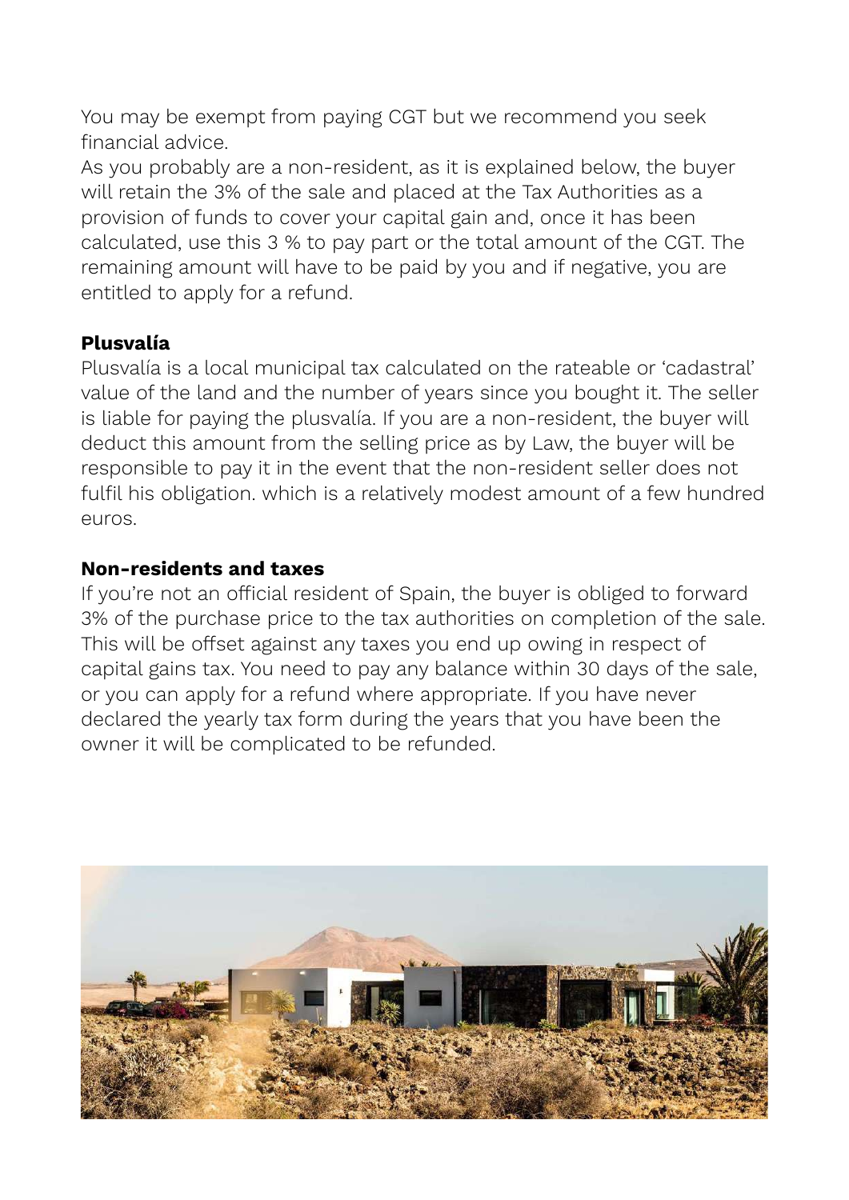You may be exempt from paying CGT but we recommend you seek financial advice.
As you probably are a non-resident, as it is explained below, the buyer will retain the 3% of the sale and placed at the Tax Authorities as a provision of funds to cover your capital gain and, once it has been calculated, use this 3 % to pay part or the total amount of the CGT. The remaining amount will have to be paid by you and if negative, you are entitled to apply for a refund.

**Plusvalía**

Plusvalía is a local municipal tax calculated on the rateable or 'cadastral' value of the land and the number of years since you bought it. The seller is liable for paying the plusvalía. If you are a non-resident, the buyer will deduct this amount from the selling price as by Law, the buyer will be responsible to pay it in the event that the non-resident seller does not fulfil his obligation. which is a relatively modest amount of a few hundred euros.

**Non-residents and taxes**

If you're not an official resident of Spain, the buyer is obliged to forward 3% of the purchase price to the tax authorities on completion of the sale. This will be offset against any taxes you end up owing in respect of capital gains tax. You need to pay any balance within 30 days of the sale, or you can apply for a refund where appropriate. If you have never declared the yearly tax form during the years that you have been the owner it will be complicated to be refunded.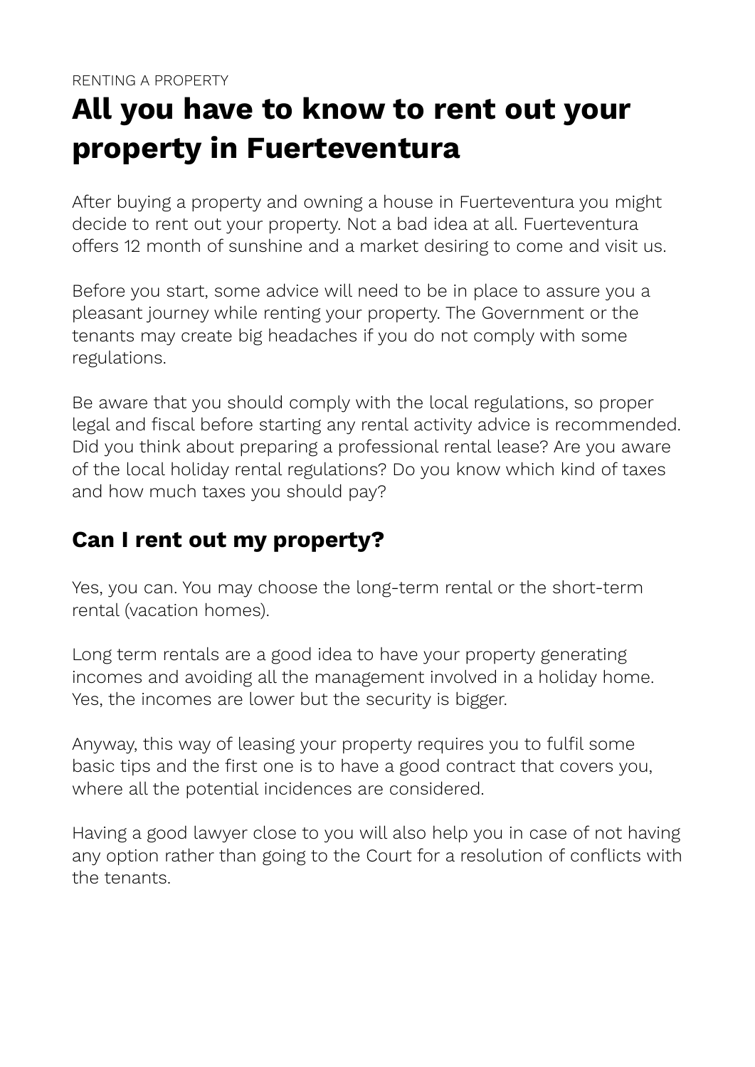RENTING A PROPERTY

# All you have to know to rent out your property in Fuerteventura

After buying a property and owning a house in Fuerteventura you might decide to rent out your property. Not a bad idea at all. Fuerteventura offers 12 month of sunshine and a market desiring to come and visit us.

Before you start, some advice will need to be in place to assure you a pleasant journey while renting your property. The Government or the tenants may create big headaches if you do not comply with some regulations.

Be aware that you should comply with the local regulations, so proper legal and fiscal before starting any rental activity advice is recommended. Did you think about preparing a professional rental lease? Are you aware of the local holiday rental regulations? Do you know which kind of taxes and how much taxes you should pay?

## Can I rent out my property?

Yes, you can. You may choose the long-term rental or the short-term rental (vacation homes).

Long term rentals are a good idea to have your property generating incomes and avoiding all the management involved in a holiday home. Yes, the incomes are lower but the security is bigger.

Anyway, this way of leasing your property requires you to fulfil some basic tips and the first one is to have a good contract that covers you, where all the potential incidences are considered.

Having a good lawyer close to you will also help you in case of not having any option rather than going to the Court for a resolution of conflicts with the tenants.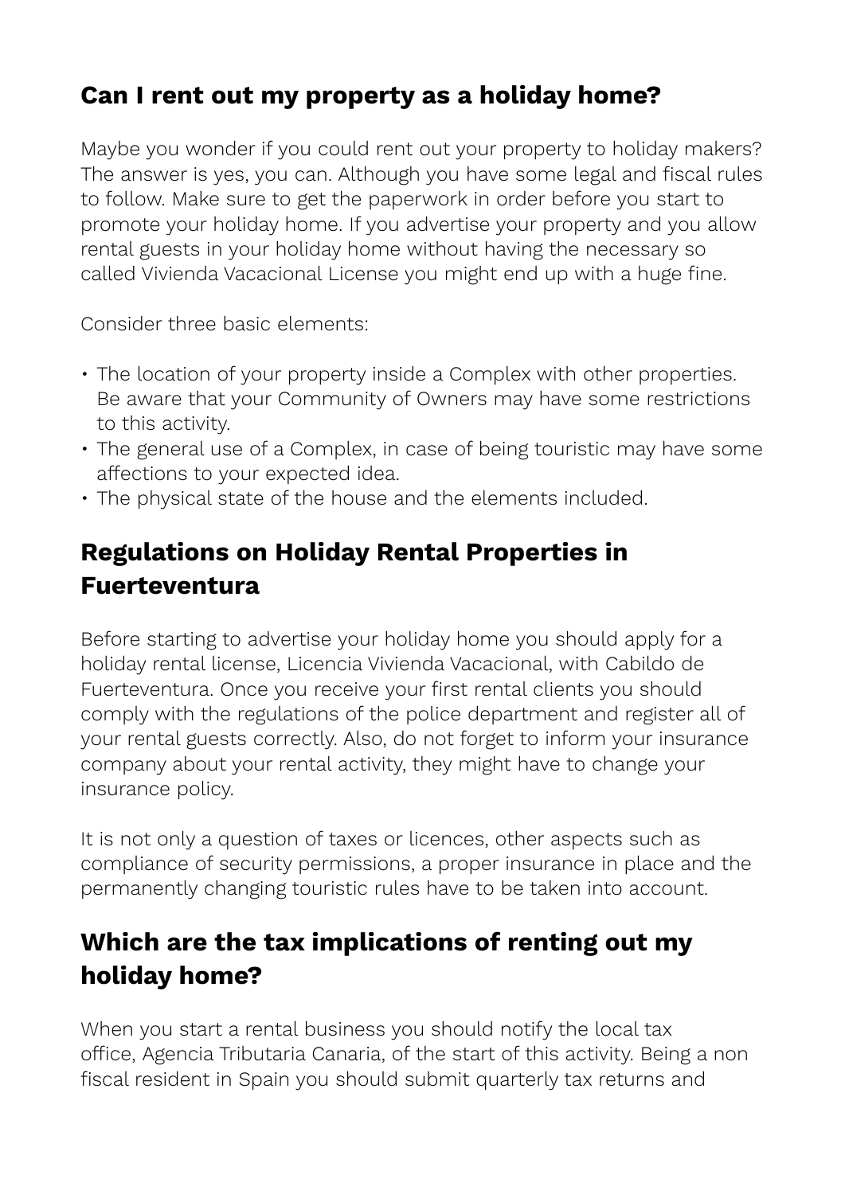## Can I rent out my property as a holiday home?

Maybe you wonder if you could rent out your property to holiday makers? The answer is yes, you can. Although you have some legal and fiscal rules to follow. Make sure to get the paperwork in order before you start to promote your holiday home. If you advertise your property and you allow rental guests in your holiday home without having the necessary so called Vivienda Vacacional License you might end up with a huge fine.

Consider three basic elements:

- The location of your property inside a Complex with other properties. Be aware that your Community of Owners may have some restrictions to this activity.
- The general use of a Complex, in case of being touristic may have some affections to your expected idea.
- The physical state of the house and the elements included.

## Regulations on Holiday Rental Properties in Fuerteventura

Before starting to advertise your holiday home you should apply for a holiday rental license, Licencia Vivienda Vacacional, with Cabildo de Fuerteventura. Once you receive your first rental clients you should comply with the regulations of the police department and register all of your rental guests correctly. Also, do not forget to inform your insurance company about your rental activity, they might have to change your insurance policy.

It is not only a question of taxes or licences, other aspects such as compliance of security permissions, a proper insurance in place and the permanently changing touristic rules have to be taken into account.

## Which are the tax implications of renting out my holiday home?

When you start a rental business you should notify the local tax office, Agencia Tributaria Canaria, of the start of this activity. Being a non fiscal resident in Spain you should submit quarterly tax returns and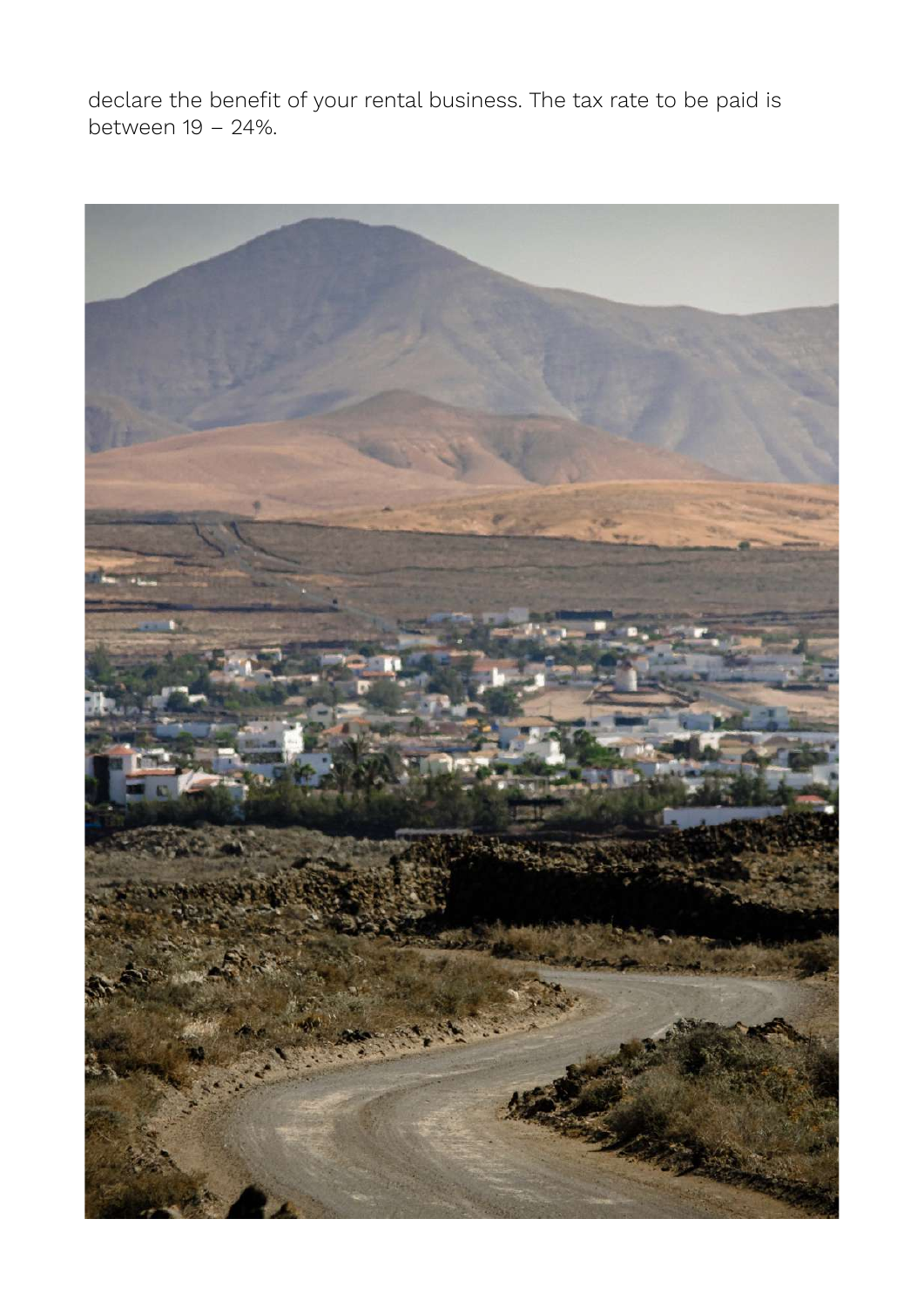declare the benefit of your rental business. The tax rate to be paid is between 19 – 24%.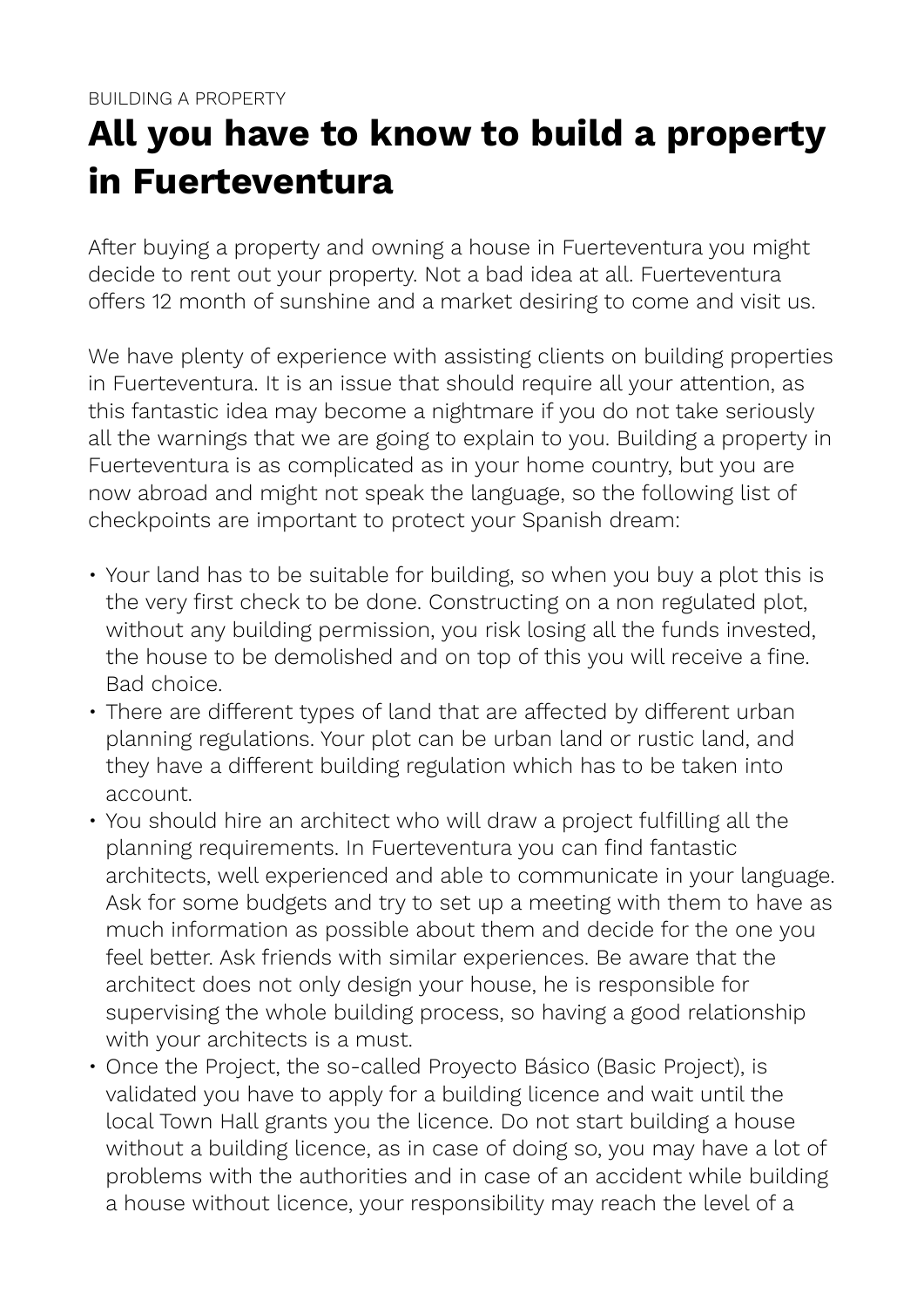BUILDING A PROPERTY

# All you have to know to build a property in Fuerteventura

After buying a property and owning a house in Fuerteventura you might decide to rent out your property. Not a bad idea at all. Fuerteventura offers 12 month of sunshine and a market desiring to come and visit us.

We have plenty of experience with assisting clients on building properties in Fuerteventura. It is an issue that should require all your attention, as this fantastic idea may become a nightmare if you do not take seriously all the warnings that we are going to explain to you. Building a property in Fuerteventura is as complicated as in your home country, but you are now abroad and might not speak the language, so the following list of checkpoints are important to protect your Spanish dream:

- Your land has to be suitable for building, so when you buy a plot this is the very first check to be done. Constructing on a non regulated plot, without any building permission, you risk losing all the funds invested, the house to be demolished and on top of this you will receive a fine. Bad choice.
- There are different types of land that are affected by different urban planning regulations. Your plot can be urban land or rustic land, and they have a different building regulation which has to be taken into account.
- You should hire an architect who will draw a project fulfilling all the planning requirements. In Fuerteventura you can find fantastic architects, well experienced and able to communicate in your language. Ask for some budgets and try to set up a meeting with them to have as much information as possible about them and decide for the one you feel better. Ask friends with similar experiences. Be aware that the architect does not only design your house, he is responsible for supervising the whole building process, so having a good relationship with your architects is a must.
- Once the Project, the so-called Proyecto Básico (Basic Project), is validated you have to apply for a building licence and wait until the local Town Hall grants you the licence. Do not start building a house without a building licence, as in case of doing so, you may have a lot of problems with the authorities and in case of an accident while building a house without licence, your responsibility may reach the level of a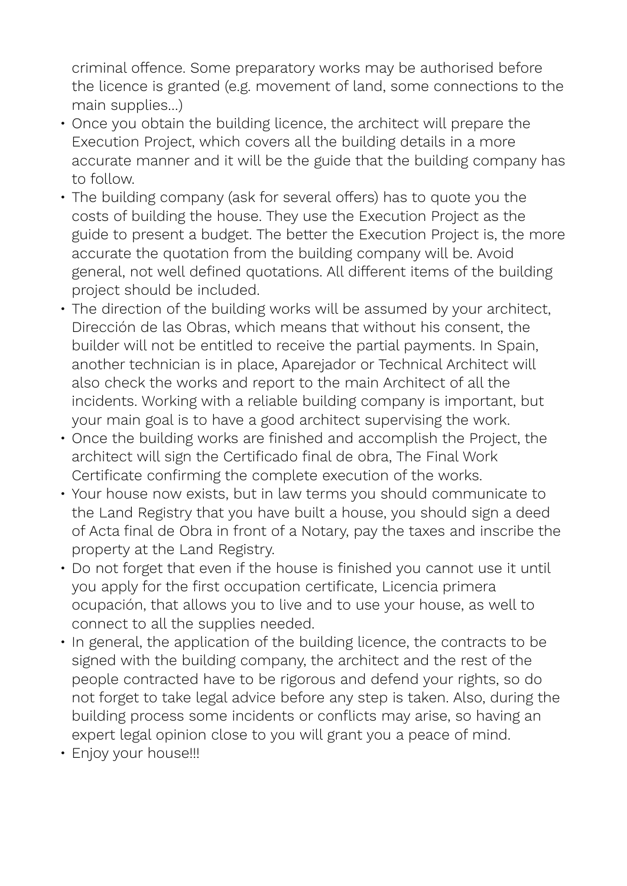criminal offence. Some preparatory works may be authorised before the licence is granted (e.g. movement of land, some connections to the main supplies…)

- Once you obtain the building licence, the architect will prepare the Execution Project, which covers all the building details in a more accurate manner and it will be the guide that the building company has to follow.
- The building company (ask for several offers) has to quote you the costs of building the house. They use the Execution Project as the guide to present a budget. The better the Execution Project is, the more accurate the quotation from the building company will be. Avoid general, not well defined quotations. All different items of the building project should be included.
- The direction of the building works will be assumed by your architect, Dirección de las Obras, which means that without his consent, the builder will not be entitled to receive the partial payments. In Spain, another technician is in place, Aparejador or Technical Architect will also check the works and report to the main Architect of all the incidents. Working with a reliable building company is important, but your main goal is to have a good architect supervising the work.
- Once the building works are finished and accomplish the Project, the architect will sign the Certificado final de obra, The Final Work Certificate confirming the complete execution of the works.
- Your house now exists, but in law terms you should communicate to the Land Registry that you have built a house, you should sign a deed of Acta final de Obra in front of a Notary, pay the taxes and inscribe the property at the Land Registry.
- Do not forget that even if the house is finished you cannot use it until you apply for the first occupation certificate, Licencia primera ocupación, that allows you to live and to use your house, as well to connect to all the supplies needed.
- In general, the application of the building licence, the contracts to be signed with the building company, the architect and the rest of the people contracted have to be rigorous and defend your rights, so do not forget to take legal advice before any step is taken. Also, during the building process some incidents or conflicts may arise, so having an expert legal opinion close to you will grant you a peace of mind.
- Enjoy your house!!!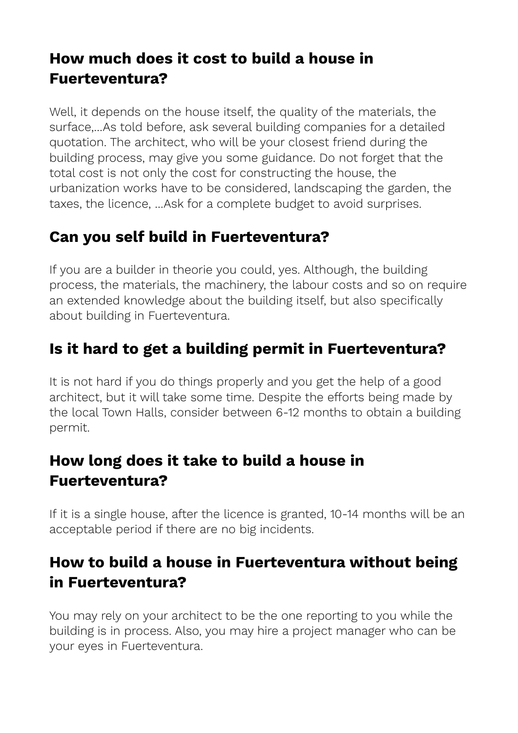## How much does it cost to build a house in Fuerteventura?

Well, it depends on the house itself, the quality of the materials, the surface,...As told before, ask several building companies for a detailed quotation. The architect, who will be your closest friend during the building process, may give you some guidance. Do not forget that the total cost is not only the cost for constructing the house, the urbanization works have to be considered, landscaping the garden, the taxes, the licence, ...Ask for a complete budget to avoid surprises.

## Can you self build in Fuerteventura?

If you are a builder in theorie you could, yes. Although, the building process, the materials, the machinery, the labour costs and so on require an extended knowledge about the building itself, but also specifically about building in Fuerteventura.

## Is it hard to get a building permit in Fuerteventura?

It is not hard if you do things properly and you get the help of a good architect, but it will take some time. Despite the efforts being made by the local Town Halls, consider between 6-12 months to obtain a building permit.

## How long does it take to build a house in Fuerteventura?

If it is a single house, after the licence is granted, 10-14 months will be an acceptable period if there are no big incidents.

## How to build a house in Fuerteventura without being in Fuerteventura?

You may rely on your architect to be the one reporting to you while the building is in process. Also, you may hire a project manager who can be your eyes in Fuerteventura.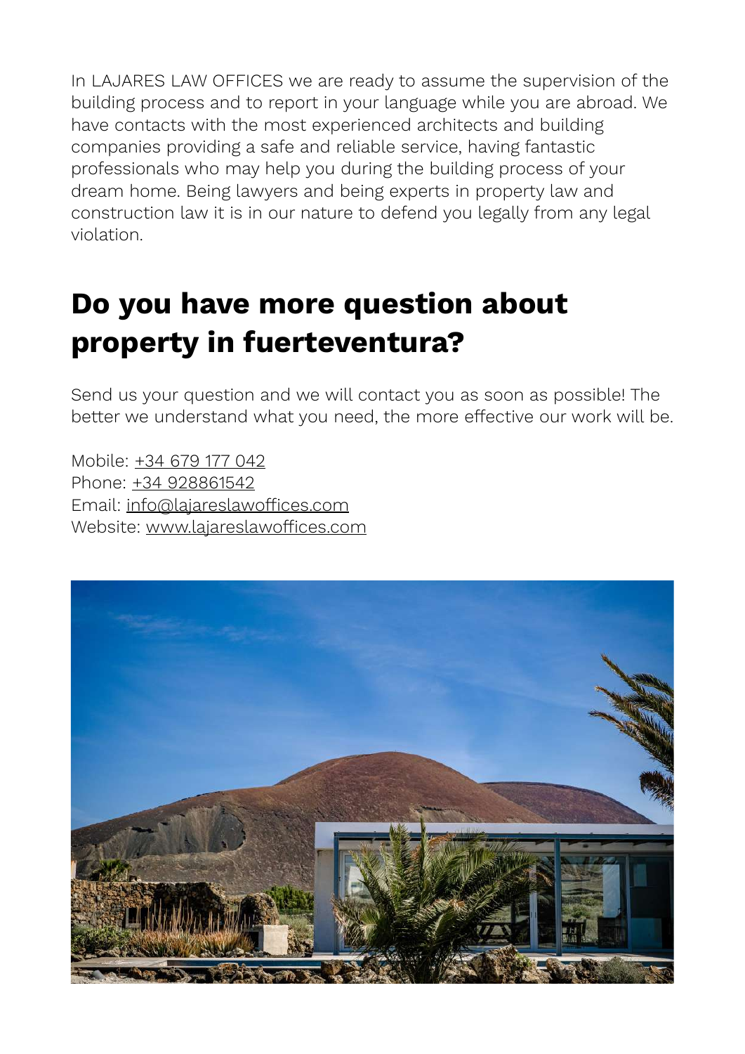In LAJARES LAW OFFICES we are ready to assume the supervision of the building process and to report in your language while you are abroad. We have contacts with the most experienced architects and building companies providing a safe and reliable service, having fantastic professionals who may help you during the building process of your dream home. Being lawyers and being experts in property law and construction law it is in our nature to defend you legally from any legal violation.

## Do you have more question about property in fuerteventura?

Send us your question and we will contact you as soon as possible! The better we understand what you need, the more effective our work will be.

Mobile: +34 679 177 042
Phone: +34 928861542
Email: info@lajareslawoffices.com
Website: www.lajareslawoffices.com